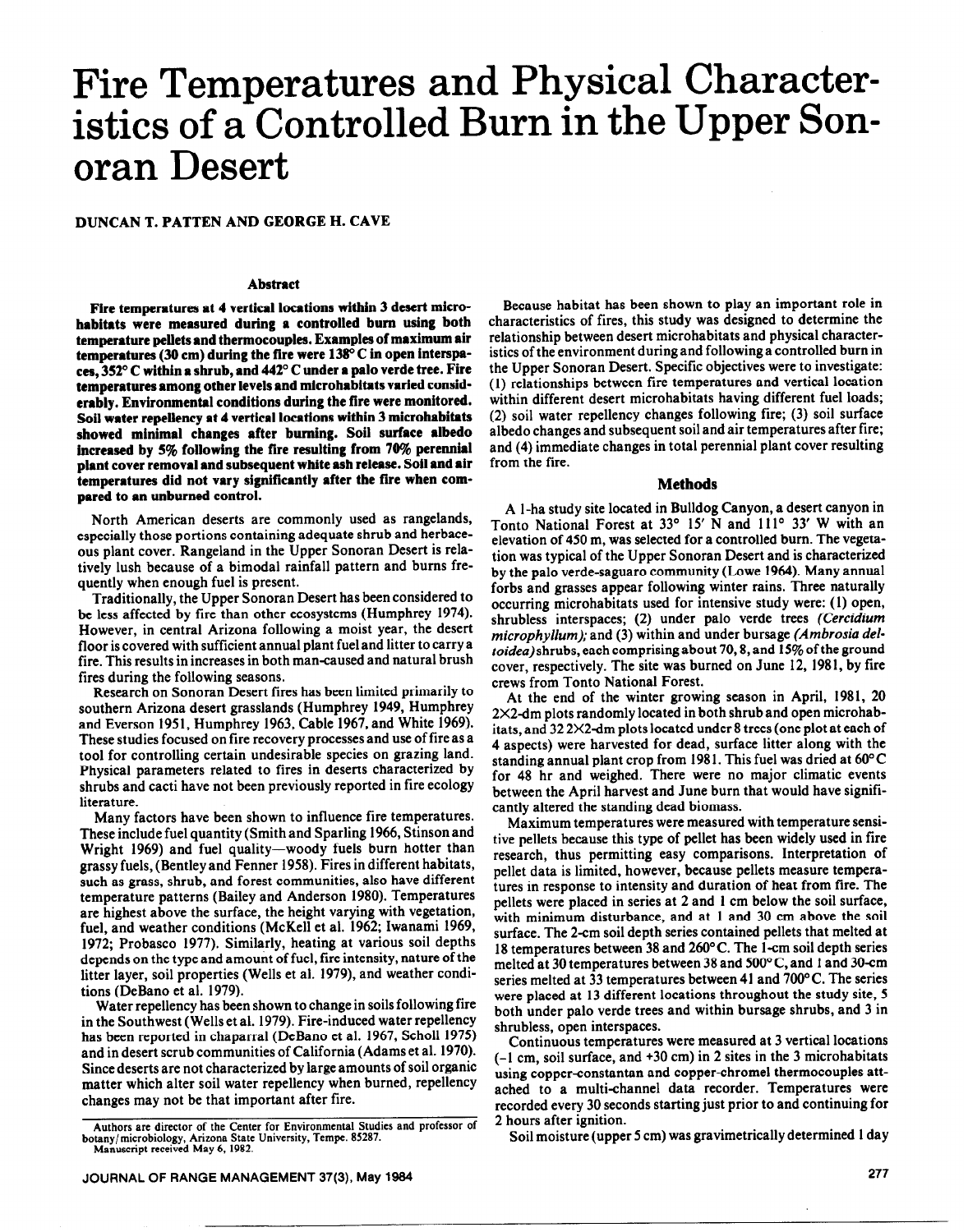# Fire Temperatures and Physical Characteristics of a Controlled Burn in the Upper Sonoran Desert

**DUNCAN T. PATTEN AND GEORGE H. CAVE**

## Abstract

**Fire temperatures at 4 vertical locations within 3 desert microhabitats were measured during a controlled burn using both temperature pellets and thermocouples. Examples of maximum air temperatures (30 cm) during the fire were 138° C in open interspaces, 352° C within a shrub, and 442° C under a palo verde tree. Fire temperatures among other levels and microhabitats varied considerably. Environmental conditions during the fire were monitored. Soil water repellency at 4 vertical locations within 3 microhabitats showed minimal changes after burning. Soil surface albedo increased by 5% following the fire resulting from 70% perennial plant cover removal and subsequent white ash release. Soil and air temperatures did not vary significantly after the fire when compared to an unburned control.**

North American deserts are commonly used as rangelands, especially those portions containing adequate shrub and herbaceous plant cover. Rangeland in the Upper Sonoran Desert is relatively lush because of a bimodal rainfall pattern and burns frequently when enough fuel is present.

Traditionally, the Upper Sonoran Desert has been considered to be less affected by fire than other ecosystems (Humphrey 1974). However, in central Arizona following a moist year, the desert floor is covered with sufficient annual plant fuel and litter to carry a fire. This results in increases in both man-caused and natural brush fires during the following seasons.

Research on Sonoran Desert fires has been limited primarily to southern Arizona desert grasslands (Humphrey 1949, Humphrey and Everson 1951, Humphrey 1963, Cable 1967, and White 1969). These studies focused on fire recovery processes and use of fire as a tool for controlling certain undesirable species on grazing land. Physical parameters related to fires in deserts characterized by shrubs and cacti have not been previously reported in fire ecology literature.

Many factors have been shown to influence fire temperatures. These include fuel quantity (Smith and Sparling 1966, Stinson and Wright 1969) and fuel quality—woody fuels burn hotter than grassy fuels, (Bentley and Fenner 1958). Fires in different habitats, such as grass, shrub, and forest communities, also have different temperature patterns (Bailey and Anderson 1980). Temperatures are highest above the surface, the height varying with vegetation, fuel, and weather conditions (McKell et al. 1962; Iwanami 1969, 1972; Probasco 1977). Similarly, heating at various soil depths depends on the type and amount of fuel, fire intensity, nature of the litter layer, soil properties (Wells et al. 1979), and weather conditions (DeBano et al. 1979).

Water repellency has been shown to change in soils following fire in the Southwest (Wells et al. 1979). Fire-induced water repellency has been reported in chaparral (DeBano et al. 1967, Scholl 1975) and in desert scrub communities of California (Adams et al. 1970). Since deserts are not characterized by large amounts of soil organic matter which alter soil water repellency when burned, repellency changes may not be that important after fire.

Authors are director of the Center for Environmental Studies and professor of botany/microbiology, Arizona State University, Tempe. 85287.
Manuscript received May 6, 1982.

Because habitat has been shown to play an important role in characteristics of fires, this study was designed to determine the relationship between desert microhabitats and physical characteristics of the environment during and following a controlled burn in the Upper Sonoran Desert. Specific objectives were to investigate: (1) relationships between fire temperatures and vertical location within different desert microhabitats having different fuel loads; (2) soil water repellency changes following fire; (3) soil surface albedo changes and subsequent soil and air temperatures after fire; and (4) immediate changes in total perennial plant cover resulting from the fire.

## Methods

A 1-ha study site located in Bulldog Canyon, a desert canyon in Tonto National Forest at 33° 15′ N and 111° 33′ W with an elevation of 450 m, was selected for a controlled burn. The vegetation was typical of the Upper Sonoran Desert and is characterized by the palo verde-saguaro community (Lowe 1964). Many annual forbs and grasses appear following winter rains. Three naturally occurring microhabitats used for intensive study were: (1) open, shrubless interspaces; (2) under palo verde trees (*Cercidium microphyllum*); and (3) within and under bursage (*Ambrosia deltoidea*) shrubs, each comprising about 70, 8, and 15% of the ground cover, respectively. The site was burned on June 12, 1981, by fire crews from Tonto National Forest.

At the end of the winter growing season in April, 1981, 20 2×2-dm plots randomly located in both shrub and open microhabitats, and 32 2×2-dm plots located under 8 trees (one plot at each of 4 aspects) were harvested for dead, surface litter along with the standing annual plant crop from 1981. This fuel was dried at 60°C for 48 hr and weighed. There were no major climatic events between the April harvest and June burn that would have significantly altered the standing dead biomass.

Maximum temperatures were measured with temperature sensitive pellets because this type of pellet has been widely used in fire research, thus permitting easy comparisons. Interpretation of pellet data is limited, however, because pellets measure temperatures in response to intensity and duration of heat from fire. The pellets were placed in series at 2 and 1 cm below the soil surface, with minimum disturbance, and at 1 and 30 cm above the soil surface. The 2-cm soil depth series contained pellets that melted at 18 temperatures between 38 and 260°C. The 1-cm soil depth series melted at 30 temperatures between 38 and 500°C, and 1 and 30-cm series melted at 33 temperatures between 41 and 700°C. The series were placed at 13 different locations throughout the study site, 5 both under palo verde trees and within bursage shrubs, and 3 in shrubless, open interspaces.

Continuous temperatures were measured at 3 vertical locations (-1 cm, soil surface, and +30 cm) in 2 sites in the 3 microhabitats using copper-constantan and copper-chromel thermocouples attached to a multi-channel data recorder. Temperatures were recorded every 30 seconds starting just prior to and continuing for 2 hours after ignition.

Soil moisture (upper 5 cm) was gravimetrically determined 1 day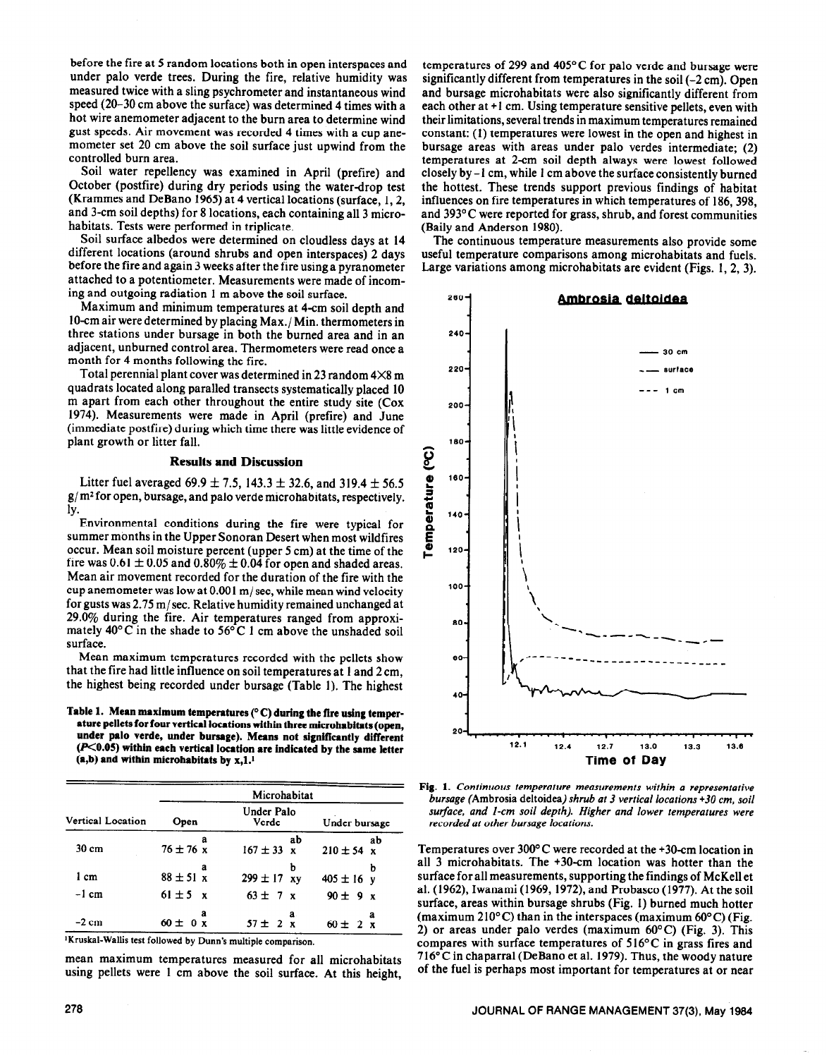before the fire at 5 random locations both in open interspaces and under palo verde trees. During the fire, relative humidity was measured twice with a sling psychrometer and instantaneous wind speed (20–30 cm above the surface) was determined 4 times with a hot wire anemometer adjacent to the burn area to determine wind gust speeds. Air movement was recorded 4 times with a cup anemometer set 20 cm above the soil surface just upwind from the controlled burn area.

Soil water repellency was examined in April (prefire) and October (postfire) during dry periods using the water-drop test (Krammes and DeBano 1965) at 4 vertical locations (surface, 1, 2, and 3-cm soil depths) for 8 locations, each containing all 3 microhabitats. Tests were performed in triplicate.

Soil surface albedos were determined on cloudless days at 14 different locations (around shrubs and open interspaces) 2 days before the fire and again 3 weeks after the fire using a pyranometer attached to a potentiometer. Measurements were made of incoming and outgoing radiation 1 m above the soil surface.

Maximum and minimum temperatures at 4-cm soil depth and 10-cm air were determined by placing Max./Min. thermometers in three stations under bursage in both the burned area and in an adjacent, unburned control area. Thermometers were read once a month for 4 months following the fire.

Total perennial plant cover was determined in 23 random 4×8 m quadrats located along paralled transects systematically placed 10 m apart from each other throughout the entire study site (Cox 1974). Measurements were made in April (prefire) and June (immediate postfire) during which time there was little evidence of plant growth or litter fall.

## Results and Discussion

Litter fuel averaged 69.9 ± 7.5, 143.3 ± 32.6, and 319.4 ± 56.5 g/m² for open, bursage, and palo verde microhabitats, respectively.

Environmental conditions during the fire were typical for summer months in the Upper Sonoran Desert when most wildfires occur. Mean soil moisture percent (upper 5 cm) at the time of the fire was 0.61 ± 0.05 and 0.80% ± 0.04 for open and shaded areas. Mean air movement recorded for the duration of the fire with the cup anemometer was low at 0.001 m/sec, while mean wind velocity for gusts was 2.75 m/sec. Relative humidity remained unchanged at 29.0% during the fire. Air temperatures ranged from approximately 40°C in the shade to 56°C 1 cm above the unshaded soil surface.

Mean maximum temperatures recorded with the pellets show that the fire had little influence on soil temperatures at 1 and 2 cm, the highest being recorded under bursage (Table 1). The highest mean maximum temperatures measured for all microhabitats using pellets were 1 cm above the soil surface. At this height, temperatures of 299 and 405°C for palo verde and bursage were significantly different from temperatures in the soil (-2 cm). Open and bursage microhabitats were also significantly different from each other at +1 cm. Using temperature sensitive pellets, even with their limitations, several trends in maximum temperatures remained constant: (1) temperatures were lowest in the open and highest in bursage areas with areas under palo verdes intermediate; (2) temperatures at 2-cm soil depth always were lowest followed closely by -1 cm, while 1 cm above the surface consistently burned the hottest. These trends support previous findings of habitat influences on fire temperatures in which temperatures of 186, 398, and 393°C were reported for grass, shrub, and forest communities (Baily and Anderson 1980).

**Table 1. Mean maximum temperatures (°C) during the fire using temperature pellets for four vertical locations within three microhabitats (open, under palo verde, under bursage). Means not significantly different ($P<0.05$) within each vertical location are indicated by the same letter (a,b) and within microhabitats by x,1.[1]**

| Vertical Location | Microhabitat | | |
|---|---|---|---|
| | Open | Under Palo Verde | Under bursage |
| 30 cm | 76 ± 76 a x | 167 ± 33 ab x | 210 ± 54 ab x |
| 1 cm | 88 ± 51 a x | 299 ± 17 b xy | 405 ± 16 b y |
| -1 cm | 61 ± 5 x | 63 ± 7 x | 90 ± 9 x |
| -2 cm | 60 ± 0 a x | 57 ± 2 a x | 60 ± 2 a x |

[1]Kruskal-Wallis test followed by Dunn's multiple comparison.

The continuous temperature measurements also provide some useful temperature comparisons among microhabitats and fuels. Large variations among microhabitats are evident (Figs. 1, 2, 3).

Fig. 1. *Continuous temperature measurements within a representative bursage (*Ambrosia deltoidea*) shrub at 3 vertical locations +30 cm, soil surface, and 1-cm soil depth). Higher and lower temperatures were recorded at other bursage locations.*

Temperatures over 300°C were recorded at the +30-cm location in all 3 microhabitats. The +30-cm location was hotter than the surface for all measurements, supporting the findings of McKell et al. (1962), Iwanami (1969, 1972), and Probasco (1977). At the soil surface, areas within bursage shrubs (Fig. 1) burned much hotter (maximum 210°C) than in the interspaces (maximum 60°C) (Fig. 2) or areas under palo verdes (maximum 60°C) (Fig. 3). This compares with surface temperatures of 516°C in grass fires and 716°C in chaparral (DeBano et al. 1979). Thus, the woody nature of the fuel is perhaps most important for temperatures at or near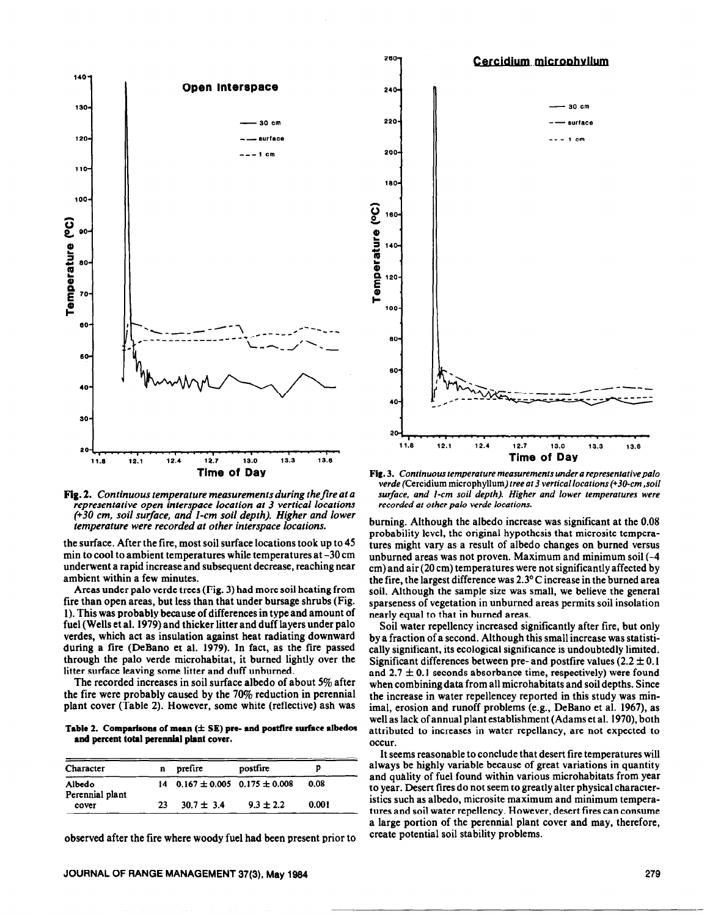**Fig. 2.** *Continuous temperature measurements during the fire at a representative open interspace location at 3 vertical locations (+30 cm, soil surface, and 1-cm soil depth). Higher and lower temperature were recorded at other interspace locations.*

**Fig. 3.** *Continuous temperature measurements under a representative palo verde (*Cercidium microphyllum*) tree at 3 vertical locations (+30-cm, soil surface, and 1-cm soil depth). Higher and lower temperatures were recorded at other palo verde locations.*

the surface. After the fire, most soil surface locations took up to 45 min to cool to ambient temperatures while temperatures at ~30 cm underwent a rapid increase and subsequent decrease, reaching near ambient within a few minutes.

Areas under palo verde trees (Fig. 3) had more soil heating from fire than open areas, but less than that under bursage shrubs (Fig. 1). This was probably because of differences in type and amount of fuel (Wells et al. 1979) and thicker litter and duff layers under palo verdes, which act as insulation against heat radiating downward during a fire (DeBano et al. 1979). In fact, as the fire passed through the palo verde microhabitat, it burned lightly over the litter surface leaving some litter and duff unburned.

The recorded increases in soil surface albedo of about 5% after the fire were probably caused by the 70% reduction in perennial plant cover (Table 2). However, some white (reflective) ash was observed after the fire where woody fuel had been present prior to burning. Although the albedo increase was significant at the 0.08 probability level, the original hypothesis that microsite temperatures might vary as a result of albedo changes on burned versus unburned areas was not proven. Maximum and minimum soil (-4 cm) and air (20 cm) temperatures were not significantly affected by the fire, the largest difference was 2.3° C increase in the burned area soil. Although the sample size was small, we believe the general sparseness of vegetation in unburned areas permits soil insolation nearly equal to that in burned areas.

**Table 2. Comparisons of mean (± SE) pre- and postfire surface albedos and percent total perennial plant cover.**

| Character | n | prefire | postfire | p |
|---|---|---|---|---|
| Albedo | 14 | 0.167 ± 0.005 | 0.175 ± 0.008 | 0.08 |
| Perennial plant cover | 23 | 30.7 ± 3.4 | 9.3 ± 2.2 | 0.001 |

Soil water repellency increased significantly after fire, but only by a fraction of a second. Although this small increase was statistically significant, its ecological significance is undoubtedly limited. Significant differences between pre- and postfire values (2.2 ± 0.1 and 2.7 ± 0.1 seconds absorbance time, respectively) were found when combining data from all microhabitats and soil depths. Since the increase in water repellencey reported in this study was minimal, erosion and runoff problems (e.g., DeBano et al. 1967), as well as lack of annual plant establishment (Adams et al. 1970), both attributed to increases in water repellancy, are not expected to occur.

It seems reasonable to conclude that desert fire temperatures will always be highly variable because of great variations in quantity and quality of fuel found within various microhabitats from year to year. Desert fires do not seem to greatly alter physical characteristics such as albedo, microsite maximum and minimum temperatures and soil water repellency. However, desert fires can consume a large portion of the perennial plant cover and may, therefore, create potential soil stability problems.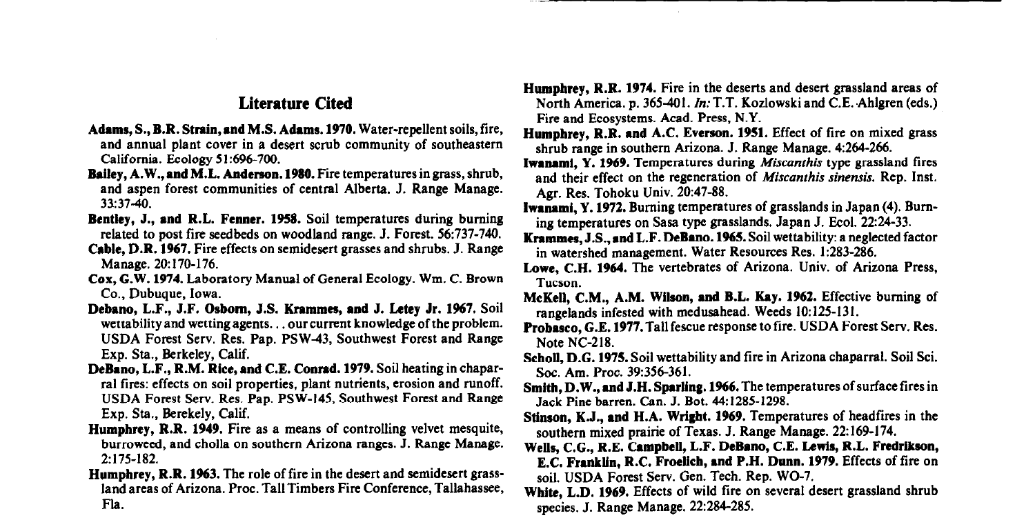## Literature Cited

**Adams, S., B.R. Strain, and M.S. Adams. 1970.** Water-repellent soils, fire, and annual plant cover in a desert scrub community of southeastern California. Ecology 51:696-700.

**Bailey, A.W., and M.L. Anderson. 1980.** Fire temperatures in grass, shrub, and aspen forest communities of central Alberta. J. Range Manage. 33:37-40.

**Bentley, J., and R.L. Fenner. 1958.** Soil temperatures during burning related to post fire seedbeds on woodland range. J. Forest. 56:737-740.

**Cable, D.R. 1967.** Fire effects on semidesert grasses and shrubs. J. Range Manage. 20:170-176.

**Cox, G.W. 1974.** Laboratory Manual of General Ecology. Wm. C. Brown Co., Dubuque, Iowa.

**Debano, L.F., J.F. Osborn, J.S. Krammes, and J. Letey Jr. 1967.** Soil wettability and wetting agents... our current knowledge of the problem. USDA Forest Serv. Res. Pap. PSW-43, Southwest Forest and Range Exp. Sta., Berkeley, Calif.

**DeBano, L.F., R.M. Rice, and C.E. Conrad. 1979.** Soil heating in chaparral fires: effects on soil properties, plant nutrients, erosion and runoff. USDA Forest Serv. Res. Pap. PSW-145, Southwest Forest and Range Exp. Sta., Berekely, Calif.

**Humphrey, R.R. 1949.** Fire as a means of controlling velvet mesquite, burroweed, and cholla on southern Arizona ranges. J. Range Manage. 2:175-182.

**Humphrey, R.R. 1963.** The role of fire in the desert and semidesert grassland areas of Arizona. Proc. Tall Timbers Fire Conference, Tallahassee, Fla.

**Humphrey, R.R. 1974.** Fire in the deserts and desert grassland areas of North America. p. 365-401. *In:* T.T. Kozlowski and C.E. Ahlgren (eds.) Fire and Ecosystems. Acad. Press, N.Y.

**Humphrey, R.R. and A.C. Everson. 1951.** Effect of fire on mixed grass shrub range in southern Arizona. J. Range Manage. 4:264-266.

**Iwanami, Y. 1969.** Temperatures during *Miscanthis* type grassland fires and their effect on the regeneration of *Miscanthis sinensis*. Rep. Inst. Agr. Res. Tohoku Univ. 20:47-88.

**Iwanami, Y. 1972.** Burning temperatures of grasslands in Japan (4). Burning temperatures on Sasa type grasslands. Japan J. Ecol. 22:24-33.

**Krammes, J.S., and L.F. DeBano. 1965.** Soil wettability: a neglected factor in watershed management. Water Resources Res. 1:283-286.

**Lowe, C.H. 1964.** The vertebrates of Arizona. Univ. of Arizona Press, Tucson.

**McKell, C.M., A.M. Wilson, and B.L. Kay. 1962.** Effective burning of rangelands infested with medusahead. Weeds 10:125-131.

**Probasco, G.E. 1977.** Tall fescue response to fire. USDA Forest Serv. Res. Note NC-218.

**Scholl, D.G. 1975.** Soil wettability and fire in Arizona chaparral. Soil Sci. Soc. Am. Proc. 39:356-361.

**Smith, D.W., and J.H. Sparling. 1966.** The temperatures of surface fires in Jack Pine barren. Can. J. Bot. 44:1285-1298.

**Stinson, K.J., and H.A. Wright. 1969.** Temperatures of headfires in the southern mixed prairie of Texas. J. Range Manage. 22:169-174.

**Wells, C.G., R.E. Campbell, L.F. DeBano, C.E. Lewis, R.L. Fredrikson, E.C. Franklin, R.C. Froelich, and P.H. Dunn. 1979.** Effects of fire on soil. USDA Forest Serv. Gen. Tech. Rep. WO-7.

**White, L.D. 1969.** Effects of wild fire on several desert grassland shrub species. J. Range Manage. 22:284-285.